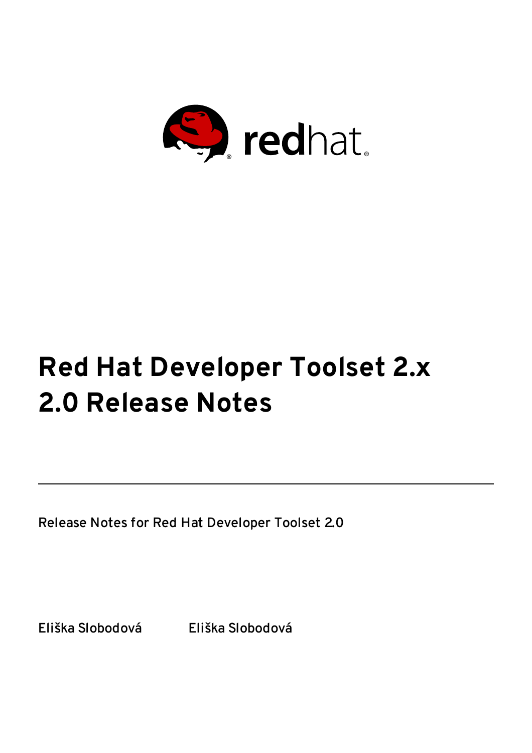# Red Hat Developer Toolset 2.x
# 2.0 Release Notes

Release Notes for Red Hat Developer Toolset 2.0

Eliška Slobodová Eliška Slobodová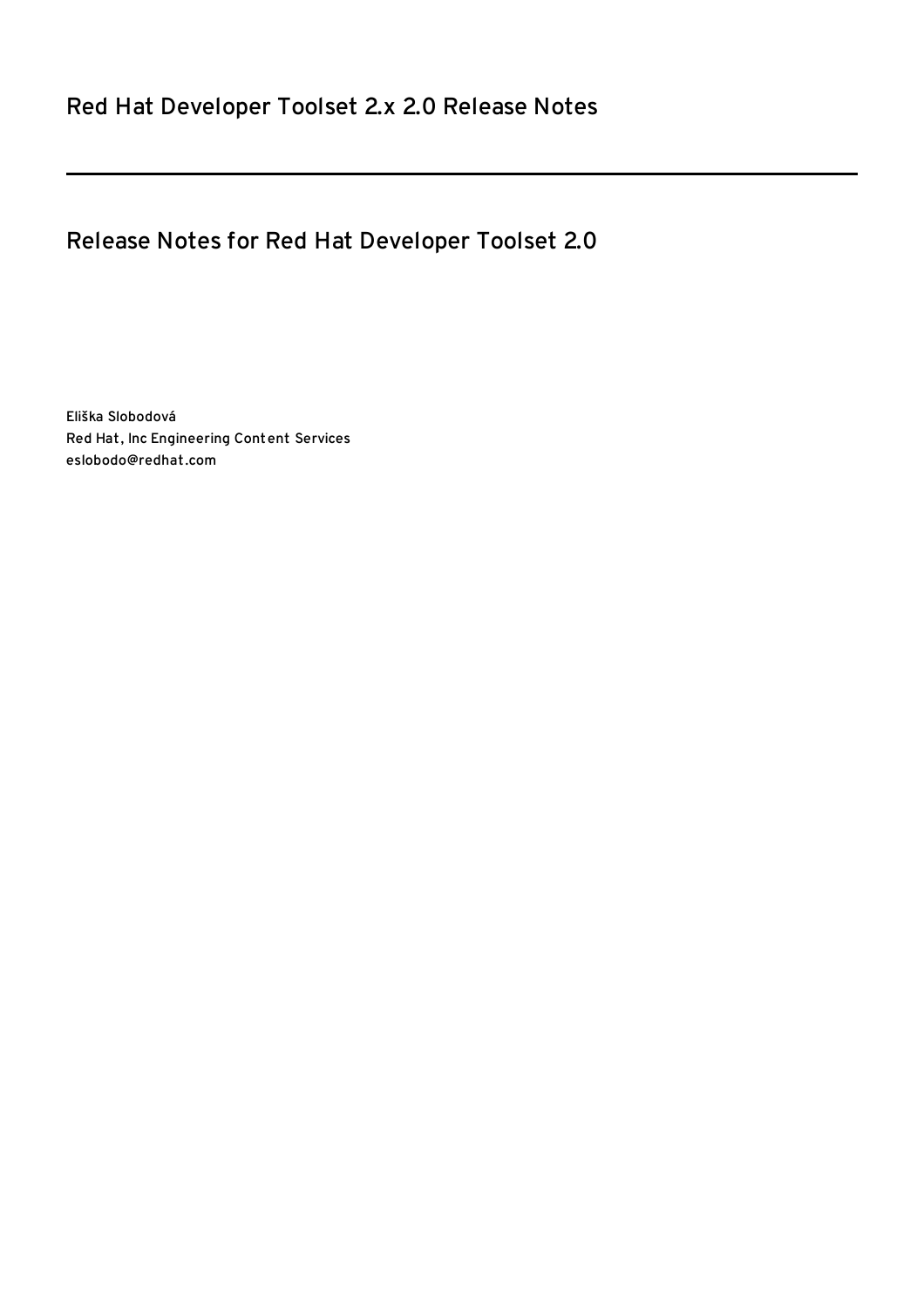# Red Hat Developer Toolset 2.x 2.0 Release Notes

---

## Release Notes for Red Hat Developer Toolset 2.0

Eliška Slobodová
Red Hat, Inc Engineering Content Services
eslobodo@redhat.com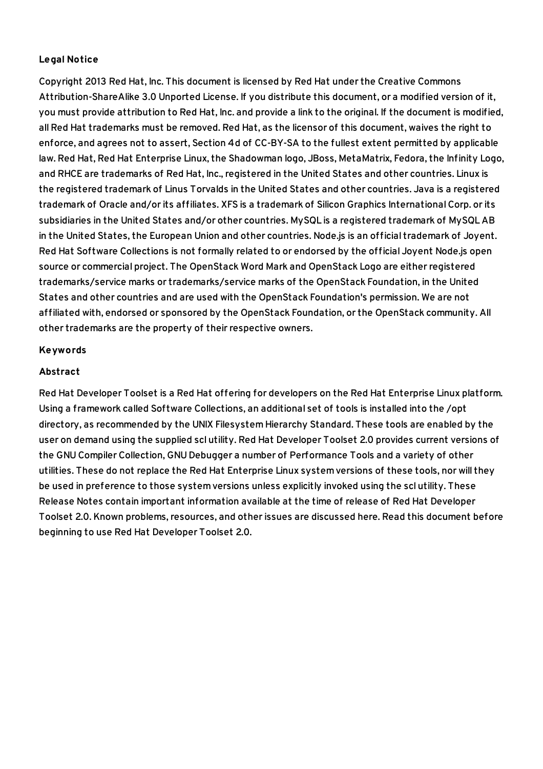### Legal Notice

Copyright 2013 Red Hat, Inc. This document is licensed by Red Hat under the Creative Commons Attribution-ShareAlike 3.0 Unported License. If you distribute this document, or a modified version of it, you must provide attribution to Red Hat, Inc. and provide a link to the original. If the document is modified, all Red Hat trademarks must be removed. Red Hat, as the licensor of this document, waives the right to enforce, and agrees not to assert, Section 4d of CC-BY-SA to the fullest extent permitted by applicable law. Red Hat, Red Hat Enterprise Linux, the Shadowman logo, JBoss, MetaMatrix, Fedora, the Infinity Logo, and RHCE are trademarks of Red Hat, Inc., registered in the United States and other countries. Linux is the registered trademark of Linus Torvalds in the United States and other countries. Java is a registered trademark of Oracle and/or its affiliates. XFS is a trademark of Silicon Graphics International Corp. or its subsidiaries in the United States and/or other countries. MySQL is a registered trademark of MySQL AB in the United States, the European Union and other countries. Node.js is an official trademark of Joyent. Red Hat Software Collections is not formally related to or endorsed by the official Joyent Node.js open source or commercial project. The OpenStack Word Mark and OpenStack Logo are either registered trademarks/service marks or trademarks/service marks of the OpenStack Foundation, in the United States and other countries and are used with the OpenStack Foundation's permission. We are not affiliated with, endorsed or sponsored by the OpenStack Foundation, or the OpenStack community. All other trademarks are the property of their respective owners.

### Keywords

### Abstract

Red Hat Developer Toolset is a Red Hat offering for developers on the Red Hat Enterprise Linux platform. Using a framework called Software Collections, an additional set of tools is installed into the /opt directory, as recommended by the UNIX Filesystem Hierarchy Standard. These tools are enabled by the user on demand using the supplied scl utility. Red Hat Developer Toolset 2.0 provides current versions of the GNU Compiler Collection, GNU Debugger a number of Performance Tools and a variety of other utilities. These do not replace the Red Hat Enterprise Linux system versions of these tools, nor will they be used in preference to those system versions unless explicitly invoked using the scl utility. These Release Notes contain important information available at the time of release of Red Hat Developer Toolset 2.0. Known problems, resources, and other issues are discussed here. Read this document before beginning to use Red Hat Developer Toolset 2.0.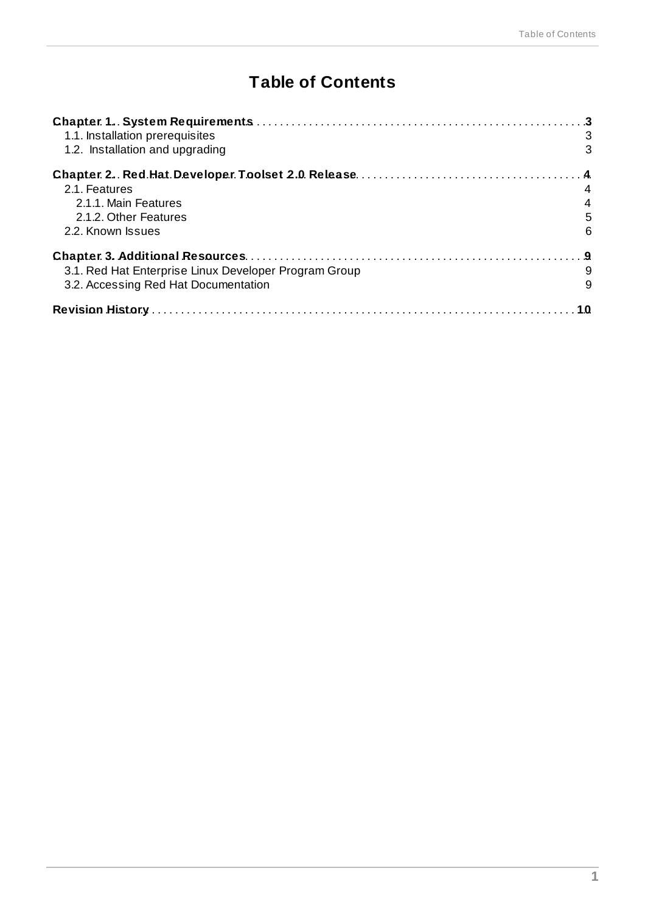# Table of Contents

**Chapter 1. System Requirements** ..... **3**
- 1.1. Installation prerequisites ..... 3
- 1.2. Installation and upgrading ..... 3

**Chapter 2. Red Hat Developer Toolset 2.0 Release** ..... **4**
- 2.1. Features ..... 4
  - 2.1.1. Main Features ..... 4
  - 2.1.2. Other Features ..... 5
- 2.2. Known Issues ..... 6

**Chapter 3. Additional Resources** ..... **9**
- 3.1. Red Hat Enterprise Linux Developer Program Group ..... 9
- 3.2. Accessing Red Hat Documentation ..... 9

**Revision History** ..... **10**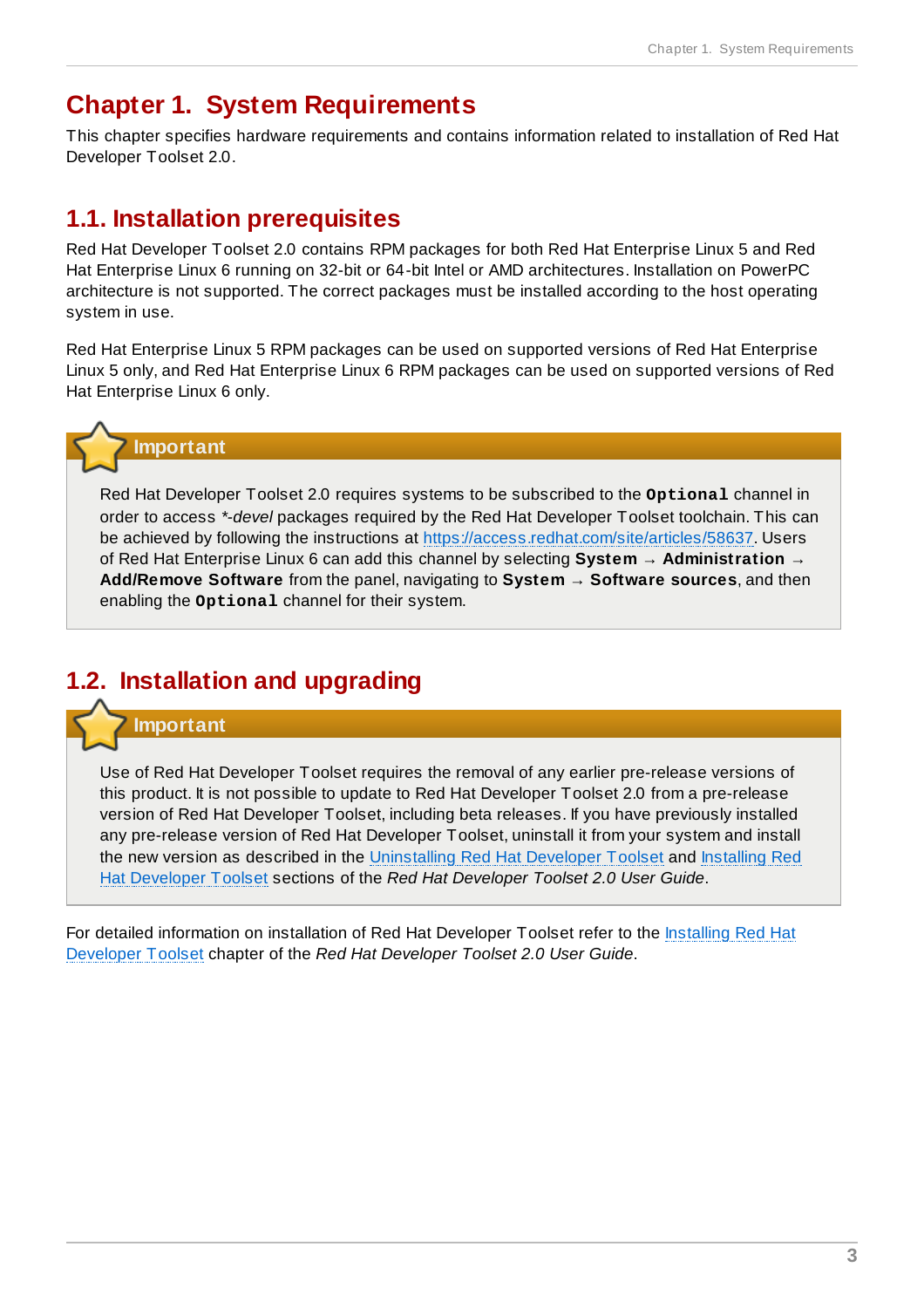# Chapter 1. System Requirements

This chapter specifies hardware requirements and contains information related to installation of Red Hat Developer Toolset 2.0.

## 1.1. Installation prerequisites

Red Hat Developer Toolset 2.0 contains RPM packages for both Red Hat Enterprise Linux 5 and Red Hat Enterprise Linux 6 running on 32-bit or 64-bit Intel or AMD architectures. Installation on PowerPC architecture is not supported. The correct packages must be installed according to the host operating system in use.

Red Hat Enterprise Linux 5 RPM packages can be used on supported versions of Red Hat Enterprise Linux 5 only, and Red Hat Enterprise Linux 6 RPM packages can be used on supported versions of Red Hat Enterprise Linux 6 only.

> **Important**
>
> Red Hat Developer Toolset 2.0 requires systems to be subscribed to the **`Optional`** channel in order to access *\*-devel* packages required by the Red Hat Developer Toolset toolchain. This can be achieved by following the instructions at https://access.redhat.com/site/articles/58637. Users of Red Hat Enterprise Linux 6 can add this channel by selecting **System** → **Administration** → **Add/Remove Software** from the panel, navigating to **System** → **Software sources**, and then enabling the **`Optional`** channel for their system.

## 1.2. Installation and upgrading

> **Important**
>
> Use of Red Hat Developer Toolset requires the removal of any earlier pre-release versions of this product. It is not possible to update to Red Hat Developer Toolset 2.0 from a pre-release version of Red Hat Developer Toolset, including beta releases. If you have previously installed any pre-release version of Red Hat Developer Toolset, uninstall it from your system and install the new version as described in the Uninstalling Red Hat Developer Toolset and Installing Red Hat Developer Toolset sections of the *Red Hat Developer Toolset 2.0 User Guide*.

For detailed information on installation of Red Hat Developer Toolset refer to the Installing Red Hat Developer Toolset chapter of the *Red Hat Developer Toolset 2.0 User Guide*.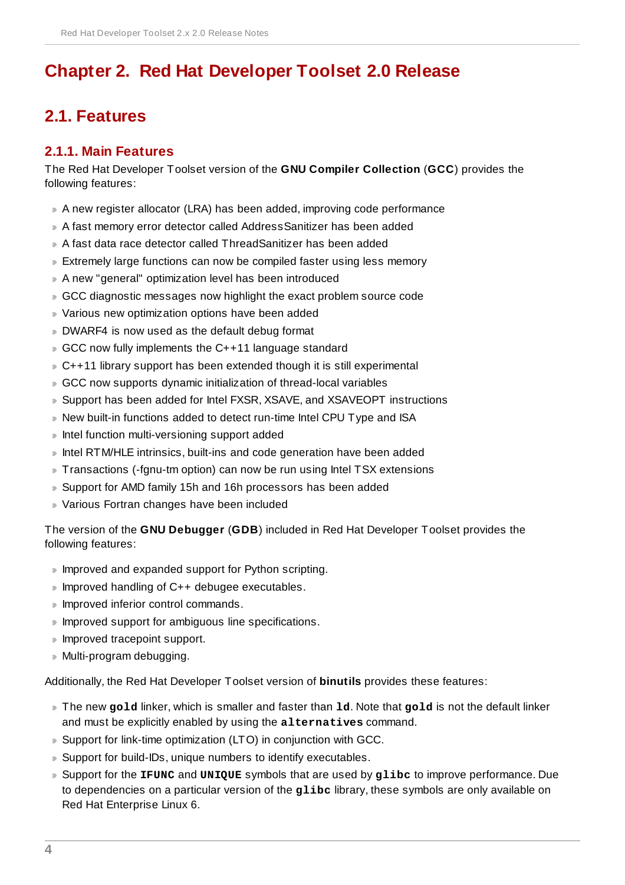# Chapter 2. Red Hat Developer Toolset 2.0 Release

## 2.1. Features

### 2.1.1. Main Features

The Red Hat Developer Toolset version of the **GNU Compiler Collection** (**GCC**) provides the following features:

- A new register allocator (LRA) has been added, improving code performance
- A fast memory error detector called AddressSanitizer has been added
- A fast data race detector called ThreadSanitizer has been added
- Extremely large functions can now be compiled faster using less memory
- A new "general" optimization level has been introduced
- GCC diagnostic messages now highlight the exact problem source code
- Various new optimization options have been added
- DWARF4 is now used as the default debug format
- GCC now fully implements the C++11 language standard
- C++11 library support has been extended though it is still experimental
- GCC now supports dynamic initialization of thread-local variables
- Support has been added for Intel FXSR, XSAVE, and XSAVEOPT instructions
- New built-in functions added to detect run-time Intel CPU Type and ISA
- Intel function multi-versioning support added
- Intel RTM/HLE intrinsics, built-ins and code generation have been added
- Transactions (-fgnu-tm option) can now be run using Intel TSX extensions
- Support for AMD family 15h and 16h processors has been added
- Various Fortran changes have been included

The version of the **GNU Debugger** (**GDB**) included in Red Hat Developer Toolset provides the following features:

- Improved and expanded support for Python scripting.
- Improved handling of C++ debugee executables.
- Improved inferior control commands.
- Improved support for ambiguous line specifications.
- Improved tracepoint support.
- Multi-program debugging.

Additionally, the Red Hat Developer Toolset version of **binutils** provides these features:

- The new **`gold`** linker, which is smaller and faster than **`ld`**. Note that **`gold`** is not the default linker and must be explicitly enabled by using the **`alternatives`** command.
- Support for link-time optimization (LTO) in conjunction with GCC.
- Support for build-IDs, unique numbers to identify executables.
- Support for the **`IFUNC`** and **`UNIQUE`** symbols that are used by **`glibc`** to improve performance. Due to dependencies on a particular version of the **`glibc`** library, these symbols are only available on Red Hat Enterprise Linux 6.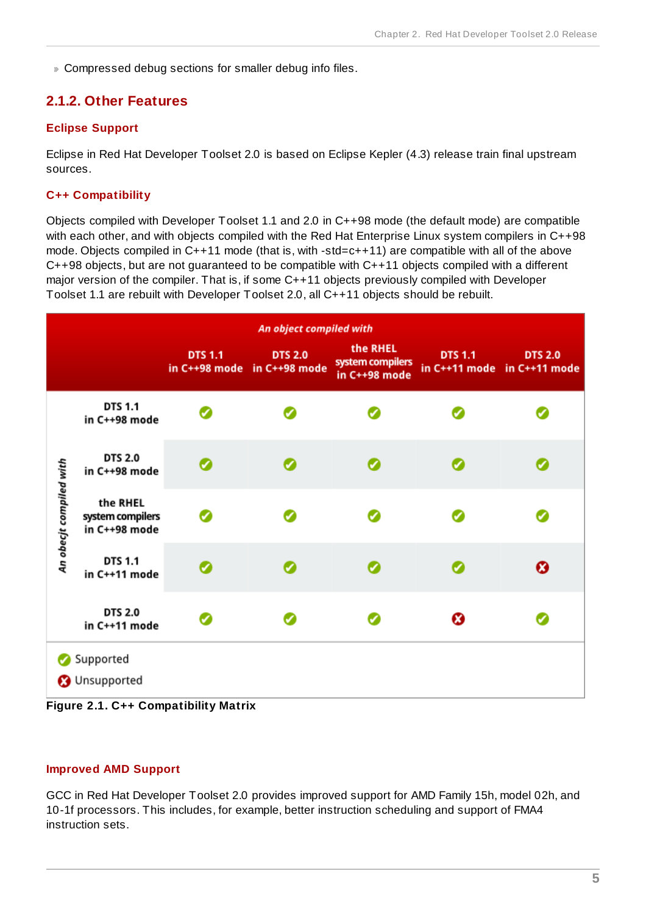- Compressed debug sections for smaller debug info files.

### 2.1.2. Other Features

#### Eclipse Support

Eclipse in Red Hat Developer Toolset 2.0 is based on Eclipse Kepler (4.3) release train final upstream sources.

#### C++ Compatibility

Objects compiled with Developer Toolset 1.1 and 2.0 in C++98 mode (the default mode) are compatible with each other, and with objects compiled with the Red Hat Enterprise Linux system compilers in C++98 mode. Objects compiled in C++11 mode (that is, with -std=c++11) are compatible with all of the above C++98 objects, but are not guaranteed to be compatible with C++11 objects compiled with a different major version of the compiler. That is, if some C++11 objects previously compiled with Developer Toolset 1.1 are rebuilt with Developer Toolset 2.0, all C++11 objects should be rebuilt.

| An obecjt compiled with | An object compiled with: DTS 1.1 in C++98 mode | DTS 2.0 in C++98 mode | the RHEL system compilers in C++98 mode | DTS 1.1 in C++11 mode | DTS 2.0 in C++11 mode |
|---|---|---|---|---|---|
| DTS 1.1 in C++98 mode | Supported | Supported | Supported | Supported | Supported |
| DTS 2.0 in C++98 mode | Supported | Supported | Supported | Supported | Supported |
| the RHEL system compilers in C++98 mode | Supported | Supported | Supported | Supported | Supported |
| DTS 1.1 in C++11 mode | Supported | Supported | Supported | Supported | Unsupported |
| DTS 2.0 in C++11 mode | Supported | Supported | Supported | Unsupported | Supported |

Supported
Unsupported

**Figure 2.1. C++ Compatibility Matrix**

#### Improved AMD Support

GCC in Red Hat Developer Toolset 2.0 provides improved support for AMD Family 15h, model 02h, and 10-1f processors. This includes, for example, better instruction scheduling and support of FMA4 instruction sets.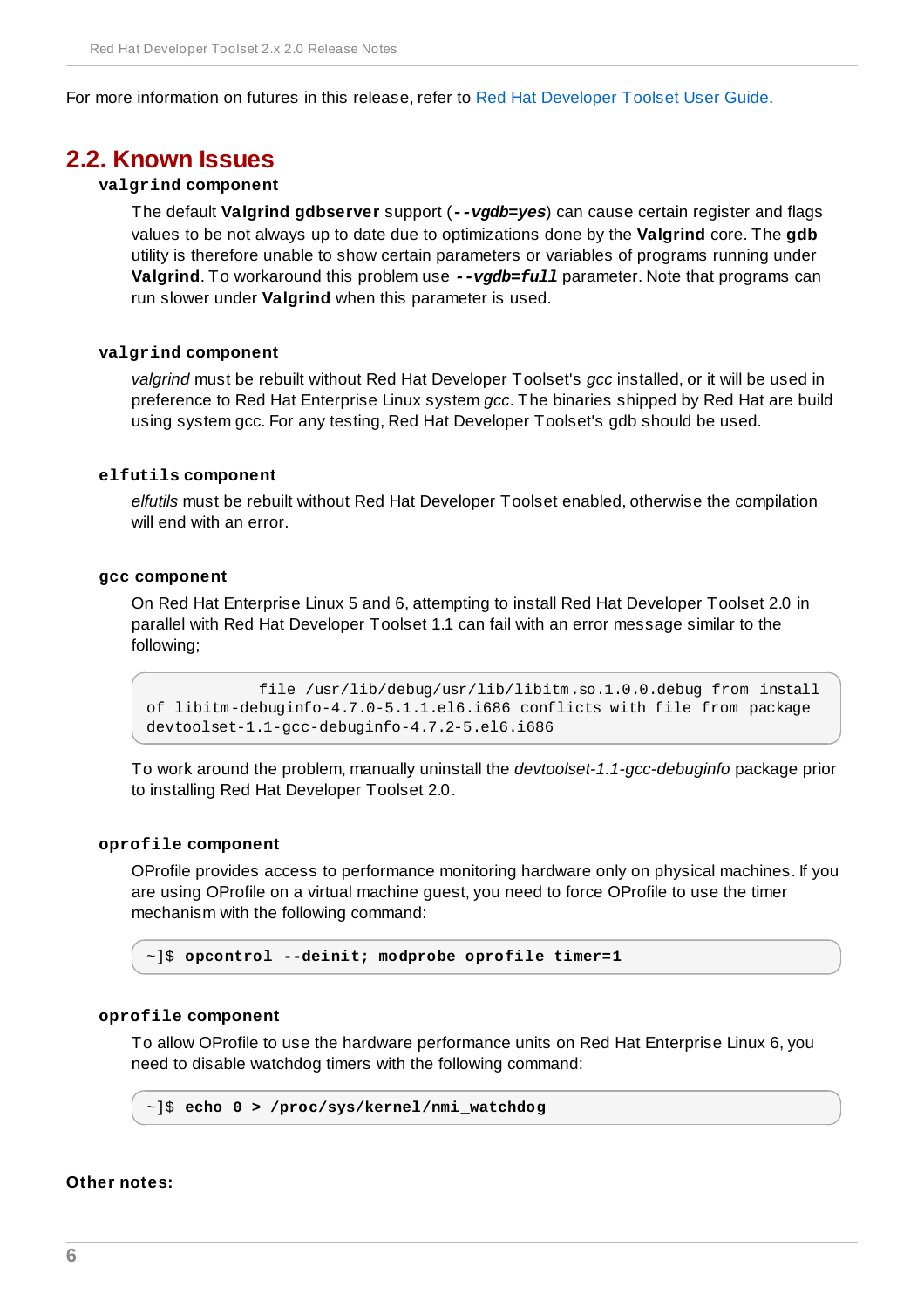For more information on futures in this release, refer to [Red Hat Developer Toolset User Guide](#).

## 2.2. Known Issues

**`valgrind` component**

The default **Valgrind gdbserver** support (***--vgdb=yes***) can cause certain register and flags values to be not always up to date due to optimizations done by the **Valgrind** core. The **gdb** utility is therefore unable to show certain parameters or variables of programs running under **Valgrind**. To workaround this problem use ***`--vgdb=full`*** parameter. Note that programs can run slower under **Valgrind** when this parameter is used.

**`valgrind` component**

*valgrind* must be rebuilt without Red Hat Developer Toolset's *gcc* installed, or it will be used in preference to Red Hat Enterprise Linux system *gcc*. The binaries shipped by Red Hat are build using system gcc. For any testing, Red Hat Developer Toolset's gdb should be used.

**`elfutils` component**

*elfutils* must be rebuilt without Red Hat Developer Toolset enabled, otherwise the compilation will end with an error.

**`gcc` component**

On Red Hat Enterprise Linux 5 and 6, attempting to install Red Hat Developer Toolset 2.0 in parallel with Red Hat Developer Toolset 1.1 can fail with an error message similar to the following;

```
             file /usr/lib/debug/usr/lib/libitm.so.1.0.0.debug from install
of libitm-debuginfo-4.7.0-5.1.1.el6.i686 conflicts with file from package
devtoolset-1.1-gcc-debuginfo-4.7.2-5.el6.i686
```

To work around the problem, manually uninstall the *devtoolset-1.1-gcc-debuginfo* package prior to installing Red Hat Developer Toolset 2.0.

**`oprofile` component**

OProfile provides access to performance monitoring hardware only on physical machines. If you are using OProfile on a virtual machine guest, you need to force OProfile to use the timer mechanism with the following command:

```
~]$ opcontrol --deinit; modprobe oprofile timer=1
```

**`oprofile` component**

To allow OProfile to use the hardware performance units on Red Hat Enterprise Linux 6, you need to disable watchdog timers with the following command:

```
~]$ echo 0 > /proc/sys/kernel/nmi_watchdog
```

**Other notes:**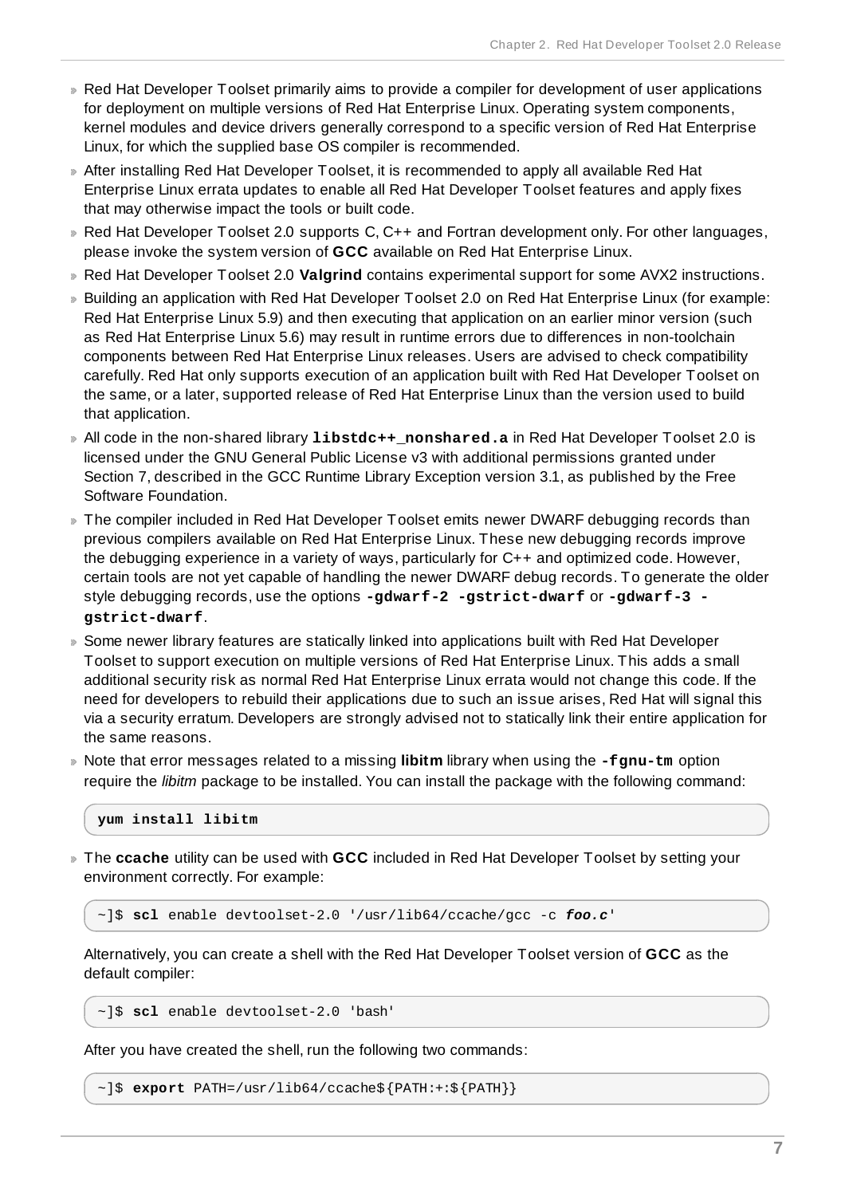- Red Hat Developer Toolset primarily aims to provide a compiler for development of user applications for deployment on multiple versions of Red Hat Enterprise Linux. Operating system components, kernel modules and device drivers generally correspond to a specific version of Red Hat Enterprise Linux, for which the supplied base OS compiler is recommended.
- After installing Red Hat Developer Toolset, it is recommended to apply all available Red Hat Enterprise Linux errata updates to enable all Red Hat Developer Toolset features and apply fixes that may otherwise impact the tools or built code.
- Red Hat Developer Toolset 2.0 supports C, C++ and Fortran development only. For other languages, please invoke the system version of **GCC** available on Red Hat Enterprise Linux.
- Red Hat Developer Toolset 2.0 **Valgrind** contains experimental support for some AVX2 instructions.
- Building an application with Red Hat Developer Toolset 2.0 on Red Hat Enterprise Linux (for example: Red Hat Enterprise Linux 5.9) and then executing that application on an earlier minor version (such as Red Hat Enterprise Linux 5.6) may result in runtime errors due to differences in non-toolchain components between Red Hat Enterprise Linux releases. Users are advised to check compatibility carefully. Red Hat only supports execution of an application built with Red Hat Developer Toolset on the same, or a later, supported release of Red Hat Enterprise Linux than the version used to build that application.
- All code in the non-shared library **`libstdc++_nonshared.a`** in Red Hat Developer Toolset 2.0 is licensed under the GNU General Public License v3 with additional permissions granted under Section 7, described in the GCC Runtime Library Exception version 3.1, as published by the Free Software Foundation.
- The compiler included in Red Hat Developer Toolset emits newer DWARF debugging records than previous compilers available on Red Hat Enterprise Linux. These new debugging records improve the debugging experience in a variety of ways, particularly for C++ and optimized code. However, certain tools are not yet capable of handling the newer DWARF debug records. To generate the older style debugging records, use the options **`-gdwarf-2 -gstrict-dwarf`** or **`-gdwarf-3 -gstrict-dwarf`**.
- Some newer library features are statically linked into applications built with Red Hat Developer Toolset to support execution on multiple versions of Red Hat Enterprise Linux. This adds a small additional security risk as normal Red Hat Enterprise Linux errata would not change this code. If the need for developers to rebuild their applications due to such an issue arises, Red Hat will signal this via a security erratum. Developers are strongly advised not to statically link their entire application for the same reasons.
- Note that error messages related to a missing **libitm** library when using the **`-fgnu-tm`** option require the *libitm* package to be installed. You can install the package with the following command:

  ```
  yum install libitm
  ```

- The **ccache** utility can be used with **GCC** included in Red Hat Developer Toolset by setting your environment correctly. For example:

  ```
  ~]$ scl enable devtoolset-2.0 '/usr/lib64/ccache/gcc -c foo.c'
  ```

  Alternatively, you can create a shell with the Red Hat Developer Toolset version of **GCC** as the default compiler:

  ```
  ~]$ scl enable devtoolset-2.0 'bash'
  ```

  After you have created the shell, run the following two commands:

  ```
  ~]$ export PATH=/usr/lib64/ccache${PATH:+:${PATH}}
  ```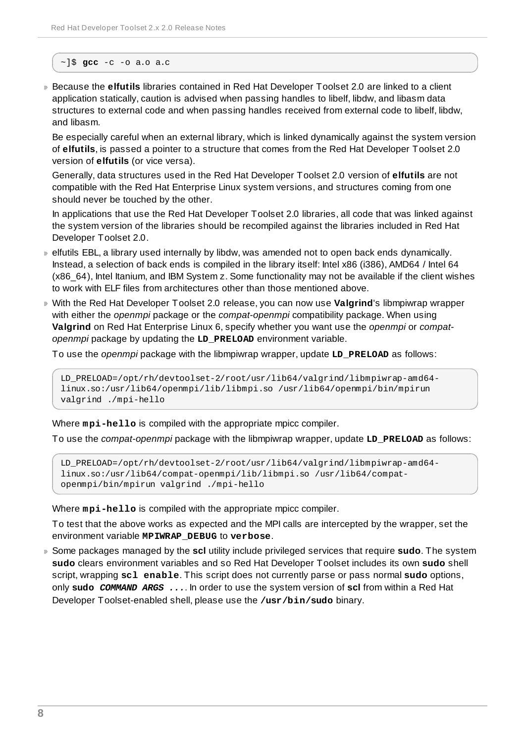```
~]$ gcc -c -o a.o a.c
```

- Because the **elfutils** libraries contained in Red Hat Developer Toolset 2.0 are linked to a client application statically, caution is advised when passing handles to libelf, libdw, and libasm data structures to external code and when passing handles received from external code to libelf, libdw, and libasm.

  Be especially careful when an external library, which is linked dynamically against the system version of **elfutils**, is passed a pointer to a structure that comes from the Red Hat Developer Toolset 2.0 version of **elfutils** (or vice versa).

  Generally, data structures used in the Red Hat Developer Toolset 2.0 version of **elfutils** are not compatible with the Red Hat Enterprise Linux system versions, and structures coming from one should never be touched by the other.

  In applications that use the Red Hat Developer Toolset 2.0 libraries, all code that was linked against the system version of the libraries should be recompiled against the libraries included in Red Hat Developer Toolset 2.0.

- elfutils EBL, a library used internally by libdw, was amended not to open back ends dynamically. Instead, a selection of back ends is compiled in the library itself: Intel x86 (i386), AMD64 / Intel 64 (x86_64), Intel Itanium, and IBM System z. Some functionality may not be available if the client wishes to work with ELF files from architectures other than those mentioned above.

- With the Red Hat Developer Toolset 2.0 release, you can now use **Valgrind**'s libmpiwrap wrapper with either the *openmpi* package or the *compat-openmpi* compatibility package. When using **Valgrind** on Red Hat Enterprise Linux 6, specify whether you want use the *openmpi* or *compat-openmpi* package by updating the **LD_PRELOAD** environment variable.

  To use the *openmpi* package with the libmpiwrap wrapper, update **LD_PRELOAD** as follows:

  ```
  LD_PRELOAD=/opt/rh/devtoolset-2/root/usr/lib64/valgrind/libmpiwrap-amd64-linux.so:/usr/lib64/openmpi/lib/libmpi.so /usr/lib64/openmpi/bin/mpirun valgrind ./mpi-hello
  ```

  Where **mpi-hello** is compiled with the appropriate mpicc compiler.

  To use the *compat-openmpi* package with the libmpiwrap wrapper, update **LD_PRELOAD** as follows:

  ```
  LD_PRELOAD=/opt/rh/devtoolset-2/root/usr/lib64/valgrind/libmpiwrap-amd64-linux.so:/usr/lib64/compat-openmpi/lib/libmpi.so /usr/lib64/compat-openmpi/bin/mpirun valgrind ./mpi-hello
  ```

  Where **mpi-hello** is compiled with the appropriate mpicc compiler.

  To test that the above works as expected and the MPI calls are intercepted by the wrapper, set the environment variable **MPIWRAP_DEBUG** to **verbose**.

- Some packages managed by the **scl** utility include privileged services that require **sudo**. The system **sudo** clears environment variables and so Red Hat Developer Toolset includes its own **sudo** shell script, wrapping **scl enable**. This script does not currently parse or pass normal **sudo** options, only **sudo *COMMAND ARGS ...***. In order to use the system version of **scl** from within a Red Hat Developer Toolset-enabled shell, please use the **/usr/bin/sudo** binary.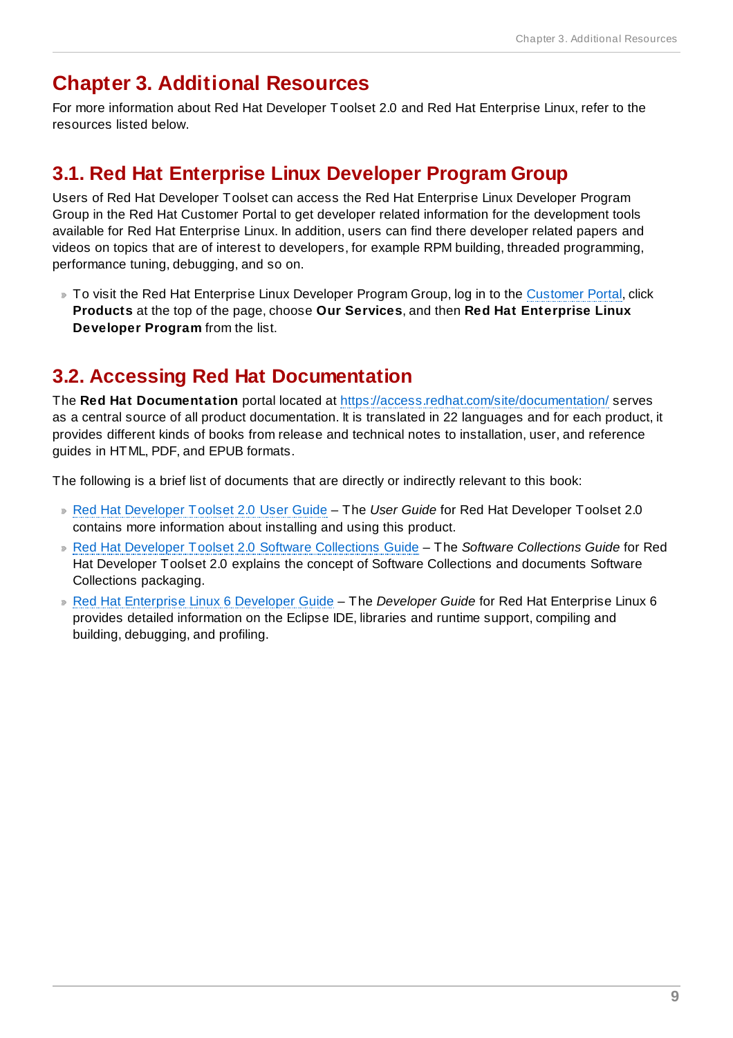# Chapter 3. Additional Resources

For more information about Red Hat Developer Toolset 2.0 and Red Hat Enterprise Linux, refer to the resources listed below.

## 3.1. Red Hat Enterprise Linux Developer Program Group

Users of Red Hat Developer Toolset can access the Red Hat Enterprise Linux Developer Program Group in the Red Hat Customer Portal to get developer related information for the development tools available for Red Hat Enterprise Linux. In addition, users can find there developer related papers and videos on topics that are of interest to developers, for example RPM building, threaded programming, performance tuning, debugging, and so on.

- To visit the Red Hat Enterprise Linux Developer Program Group, log in to the Customer Portal, click **Products** at the top of the page, choose **Our Services**, and then **Red Hat Enterprise Linux Developer Program** from the list.

## 3.2. Accessing Red Hat Documentation

The **Red Hat Documentation** portal located at https://access.redhat.com/site/documentation/ serves as a central source of all product documentation. It is translated in 22 languages and for each product, it provides different kinds of books from release and technical notes to installation, user, and reference guides in HTML, PDF, and EPUB formats.

The following is a brief list of documents that are directly or indirectly relevant to this book:

- Red Hat Developer Toolset 2.0 User Guide – The *User Guide* for Red Hat Developer Toolset 2.0 contains more information about installing and using this product.
- Red Hat Developer Toolset 2.0 Software Collections Guide – The *Software Collections Guide* for Red Hat Developer Toolset 2.0 explains the concept of Software Collections and documents Software Collections packaging.
- Red Hat Enterprise Linux 6 Developer Guide – The *Developer Guide* for Red Hat Enterprise Linux 6 provides detailed information on the Eclipse IDE, libraries and runtime support, compiling and building, debugging, and profiling.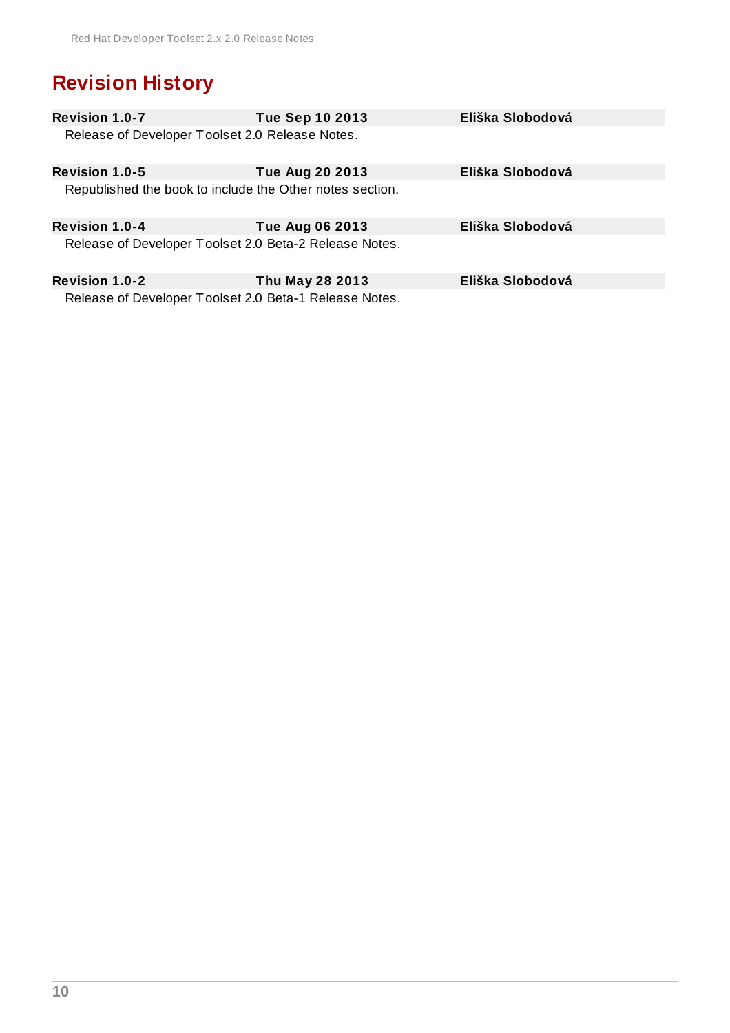# Revision History

| | | |
|---|---|---|
| **Revision 1.0-7** | **Tue Sep 10 2013** | **Eliška Slobodová** |

Release of Developer Toolset 2.0 Release Notes.

| | | |
|---|---|---|
| **Revision 1.0-5** | **Tue Aug 20 2013** | **Eliška Slobodová** |

Republished the book to include the Other notes section.

| | | |
|---|---|---|
| **Revision 1.0-4** | **Tue Aug 06 2013** | **Eliška Slobodová** |

Release of Developer Toolset 2.0 Beta-2 Release Notes.

| | | |
|---|---|---|
| **Revision 1.0-2** | **Thu May 28 2013** | **Eliška Slobodová** |

Release of Developer Toolset 2.0 Beta-1 Release Notes.